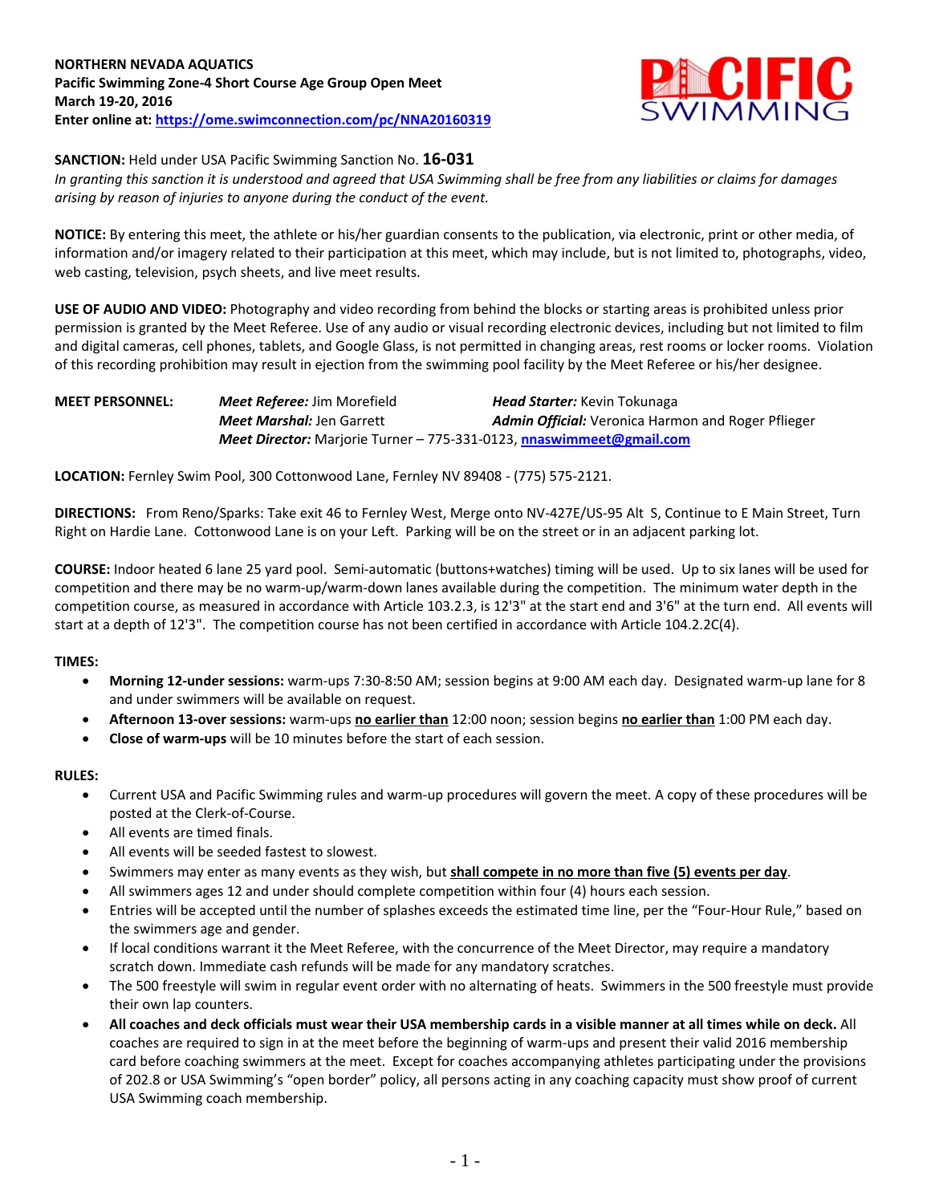**NORTHERN NEVADA AQUATICS**
**Pacific Swimming Zone-4 Short Course Age Group Open Meet**
**March 19-20, 2016**
**Enter online at: https://ome.swimconnection.com/pc/NNA20160319**

**SANCTION:** Held under USA Pacific Swimming Sanction No. **16-031**
*In granting this sanction it is understood and agreed that USA Swimming shall be free from any liabilities or claims for damages arising by reason of injuries to anyone during the conduct of the event.*

**NOTICE:** By entering this meet, the athlete or his/her guardian consents to the publication, via electronic, print or other media, of information and/or imagery related to their participation at this meet, which may include, but is not limited to, photographs, video, web casting, television, psych sheets, and live meet results.

**USE OF AUDIO AND VIDEO:** Photography and video recording from behind the blocks or starting areas is prohibited unless prior permission is granted by the Meet Referee. Use of any audio or visual recording electronic devices, including but not limited to film and digital cameras, cell phones, tablets, and Google Glass, is not permitted in changing areas, rest rooms or locker rooms. Violation of this recording prohibition may result in ejection from the swimming pool facility by the Meet Referee or his/her designee.

**MEET PERSONNEL:**
***Meet Referee:*** Jim Morefield
***Head Starter:*** Kevin Tokunaga
***Meet Marshal:*** Jen Garrett
***Admin Official:*** Veronica Harmon and Roger Pflieger
***Meet Director:*** Marjorie Turner – 775-331-0123, nnaswimmeet@gmail.com

**LOCATION:** Fernley Swim Pool, 300 Cottonwood Lane, Fernley NV 89408 - (775) 575-2121.

**DIRECTIONS:** From Reno/Sparks: Take exit 46 to Fernley West, Merge onto NV-427E/US-95 Alt S, Continue to E Main Street, Turn Right on Hardie Lane. Cottonwood Lane is on your Left. Parking will be on the street or in an adjacent parking lot.

**COURSE:** Indoor heated 6 lane 25 yard pool. Semi-automatic (buttons+watches) timing will be used. Up to six lanes will be used for competition and there may be no warm-up/warm-down lanes available during the competition. The minimum water depth in the competition course, as measured in accordance with Article 103.2.3, is 12'3" at the start end and 3'6" at the turn end. All events will start at a depth of 12'3". The competition course has not been certified in accordance with Article 104.2.2C(4).

**TIMES:**

- **Morning 12-under sessions:** warm-ups 7:30-8:50 AM; session begins at 9:00 AM each day. Designated warm-up lane for 8 and under swimmers will be available on request.
- **Afternoon 13-over sessions:** warm-ups **no earlier than** 12:00 noon; session begins **no earlier than** 1:00 PM each day.
- **Close of warm-ups** will be 10 minutes before the start of each session.

**RULES:**

- Current USA and Pacific Swimming rules and warm-up procedures will govern the meet. A copy of these procedures will be posted at the Clerk-of-Course.
- All events are timed finals.
- All events will be seeded fastest to slowest.
- Swimmers may enter as many events as they wish, but **shall compete in no more than five (5) events per day**.
- All swimmers ages 12 and under should complete competition within four (4) hours each session.
- Entries will be accepted until the number of splashes exceeds the estimated time line, per the "Four-Hour Rule," based on the swimmers age and gender.
- If local conditions warrant it the Meet Referee, with the concurrence of the Meet Director, may require a mandatory scratch down. Immediate cash refunds will be made for any mandatory scratches.
- The 500 freestyle will swim in regular event order with no alternating of heats. Swimmers in the 500 freestyle must provide their own lap counters.
- **All coaches and deck officials must wear their USA membership cards in a visible manner at all times while on deck.** All coaches are required to sign in at the meet before the beginning of warm-ups and present their valid 2016 membership card before coaching swimmers at the meet. Except for coaches accompanying athletes participating under the provisions of 202.8 or USA Swimming's "open border" policy, all persons acting in any coaching capacity must show proof of current USA Swimming coach membership.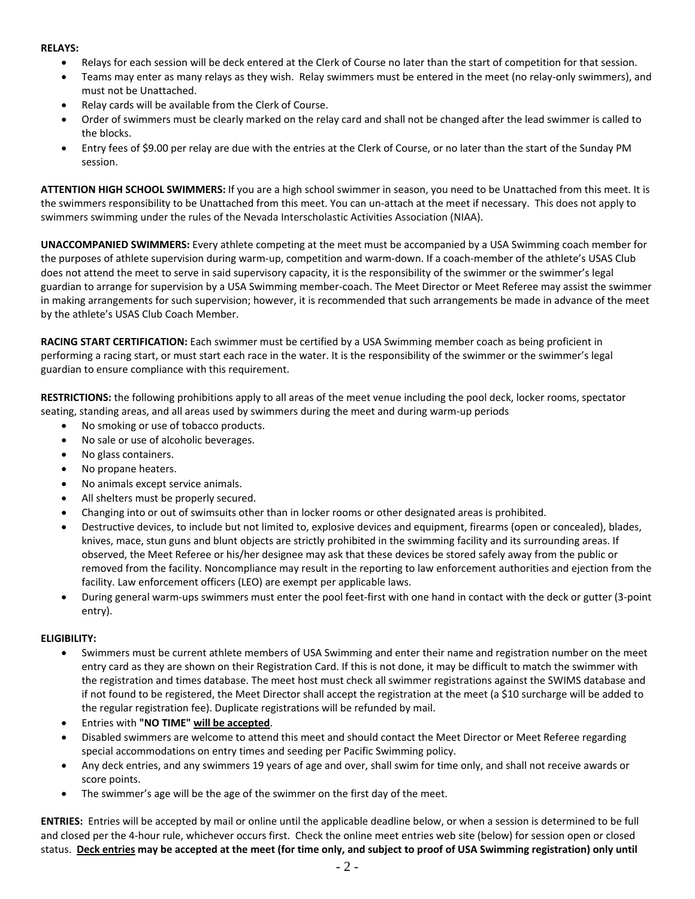**RELAYS:**

- Relays for each session will be deck entered at the Clerk of Course no later than the start of competition for that session.
- Teams may enter as many relays as they wish. Relay swimmers must be entered in the meet (no relay-only swimmers), and must not be Unattached.
- Relay cards will be available from the Clerk of Course.
- Order of swimmers must be clearly marked on the relay card and shall not be changed after the lead swimmer is called to the blocks.
- Entry fees of $9.00 per relay are due with the entries at the Clerk of Course, or no later than the start of the Sunday PM session.

**ATTENTION HIGH SCHOOL SWIMMERS:** If you are a high school swimmer in season, you need to be Unattached from this meet. It is the swimmers responsibility to be Unattached from this meet. You can un-attach at the meet if necessary. This does not apply to swimmers swimming under the rules of the Nevada Interscholastic Activities Association (NIAA).

**UNACCOMPANIED SWIMMERS:** Every athlete competing at the meet must be accompanied by a USA Swimming coach member for the purposes of athlete supervision during warm-up, competition and warm-down. If a coach-member of the athlete's USAS Club does not attend the meet to serve in said supervisory capacity, it is the responsibility of the swimmer or the swimmer's legal guardian to arrange for supervision by a USA Swimming member-coach. The Meet Director or Meet Referee may assist the swimmer in making arrangements for such supervision; however, it is recommended that such arrangements be made in advance of the meet by the athlete's USAS Club Coach Member.

**RACING START CERTIFICATION:** Each swimmer must be certified by a USA Swimming member coach as being proficient in performing a racing start, or must start each race in the water. It is the responsibility of the swimmer or the swimmer's legal guardian to ensure compliance with this requirement.

**RESTRICTIONS:** the following prohibitions apply to all areas of the meet venue including the pool deck, locker rooms, spectator seating, standing areas, and all areas used by swimmers during the meet and during warm-up periods

- No smoking or use of tobacco products.
- No sale or use of alcoholic beverages.
- No glass containers.
- No propane heaters.
- No animals except service animals.
- All shelters must be properly secured.
- Changing into or out of swimsuits other than in locker rooms or other designated areas is prohibited.
- Destructive devices, to include but not limited to, explosive devices and equipment, firearms (open or concealed), blades, knives, mace, stun guns and blunt objects are strictly prohibited in the swimming facility and its surrounding areas. If observed, the Meet Referee or his/her designee may ask that these devices be stored safely away from the public or removed from the facility. Noncompliance may result in the reporting to law enforcement authorities and ejection from the facility. Law enforcement officers (LEO) are exempt per applicable laws.
- During general warm-ups swimmers must enter the pool feet-first with one hand in contact with the deck or gutter (3-point entry).

**ELIGIBILITY:**

- Swimmers must be current athlete members of USA Swimming and enter their name and registration number on the meet entry card as they are shown on their Registration Card. If this is not done, it may be difficult to match the swimmer with the registration and times database. The meet host must check all swimmer registrations against the SWIMS database and if not found to be registered, the Meet Director shall accept the registration at the meet (a $10 surcharge will be added to the regular registration fee). Duplicate registrations will be refunded by mail.
- Entries with **"NO TIME"** **<u>will be accepted</u>**.
- Disabled swimmers are welcome to attend this meet and should contact the Meet Director or Meet Referee regarding special accommodations on entry times and seeding per Pacific Swimming policy.
- Any deck entries, and any swimmers 19 years of age and over, shall swim for time only, and shall not receive awards or score points.
- The swimmer's age will be the age of the swimmer on the first day of the meet.

**ENTRIES:** Entries will be accepted by mail or online until the applicable deadline below, or when a session is determined to be full and closed per the 4-hour rule, whichever occurs first. Check the online meet entries web site (below) for session open or closed status. **<u>Deck entries</u> may be accepted at the meet (for time only, and subject to proof of USA Swimming registration) only until**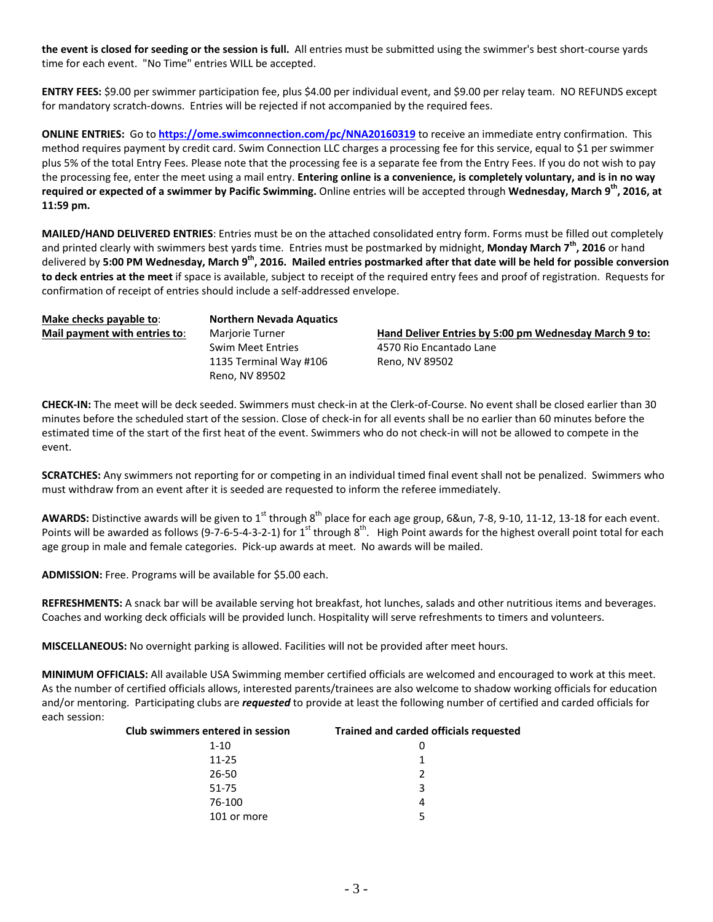**the event is closed for seeding or the session is full.** All entries must be submitted using the swimmer's best short-course yards time for each event. "No Time" entries WILL be accepted.

**ENTRY FEES:** $9.00 per swimmer participation fee, plus $4.00 per individual event, and $9.00 per relay team. NO REFUNDS except for mandatory scratch-downs. Entries will be rejected if not accompanied by the required fees.

**ONLINE ENTRIES:** Go to **https://ome.swimconnection.com/pc/NNA20160319** to receive an immediate entry confirmation. This method requires payment by credit card. Swim Connection LLC charges a processing fee for this service, equal to $1 per swimmer plus 5% of the total Entry Fees. Please note that the processing fee is a separate fee from the Entry Fees. If you do not wish to pay the processing fee, enter the meet using a mail entry. **Entering online is a convenience, is completely voluntary, and is in no way required or expected of a swimmer by Pacific Swimming.** Online entries will be accepted through **Wednesday, March 9th, 2016, at 11:59 pm.**

**MAILED/HAND DELIVERED ENTRIES**: Entries must be on the attached consolidated entry form. Forms must be filled out completely and printed clearly with swimmers best yards time. Entries must be postmarked by midnight, **Monday March 7th, 2016** or hand delivered by **5:00 PM Wednesday, March 9th, 2016. Mailed entries postmarked after that date will be held for possible conversion to deck entries at the meet** if space is available, subject to receipt of the required entry fees and proof of registration. Requests for confirmation of receipt of entries should include a self-addressed envelope.

**Make checks payable to**: **Northern Nevada Aquatics**

**Mail payment with entries to**:
Marjorie Turner
Swim Meet Entries
1135 Terminal Way #106
Reno, NV 89502

**Hand Deliver Entries by 5:00 pm Wednesday March 9 to:**
4570 Rio Encantado Lane
Reno, NV 89502

**CHECK-IN:** The meet will be deck seeded. Swimmers must check-in at the Clerk-of-Course. No event shall be closed earlier than 30 minutes before the scheduled start of the session. Close of check-in for all events shall be no earlier than 60 minutes before the estimated time of the start of the first heat of the event. Swimmers who do not check-in will not be allowed to compete in the event.

**SCRATCHES:** Any swimmers not reporting for or competing in an individual timed final event shall not be penalized. Swimmers who must withdraw from an event after it is seeded are requested to inform the referee immediately.

**AWARDS:** Distinctive awards will be given to 1st through 8th place for each age group, 6&un, 7-8, 9-10, 11-12, 13-18 for each event. Points will be awarded as follows (9-7-6-5-4-3-2-1) for 1st through 8th. High Point awards for the highest overall point total for each age group in male and female categories. Pick-up awards at meet. No awards will be mailed.

**ADMISSION:** Free. Programs will be available for $5.00 each.

**REFRESHMENTS:** A snack bar will be available serving hot breakfast, hot lunches, salads and other nutritious items and beverages. Coaches and working deck officials will be provided lunch. Hospitality will serve refreshments to timers and volunteers.

**MISCELLANEOUS:** No overnight parking is allowed. Facilities will not be provided after meet hours.

**MINIMUM OFFICIALS:** All available USA Swimming member certified officials are welcomed and encouraged to work at this meet. As the number of certified officials allows, interested parents/trainees are also welcome to shadow working officials for education and/or mentoring. Participating clubs are ***requested*** to provide at least the following number of certified and carded officials for each session:

| Club swimmers entered in session | Trained and carded officials requested |
|---|---|
| 1-10 | 0 |
| 11-25 | 1 |
| 26-50 | 2 |
| 51-75 | 3 |
| 76-100 | 4 |
| 101 or more | 5 |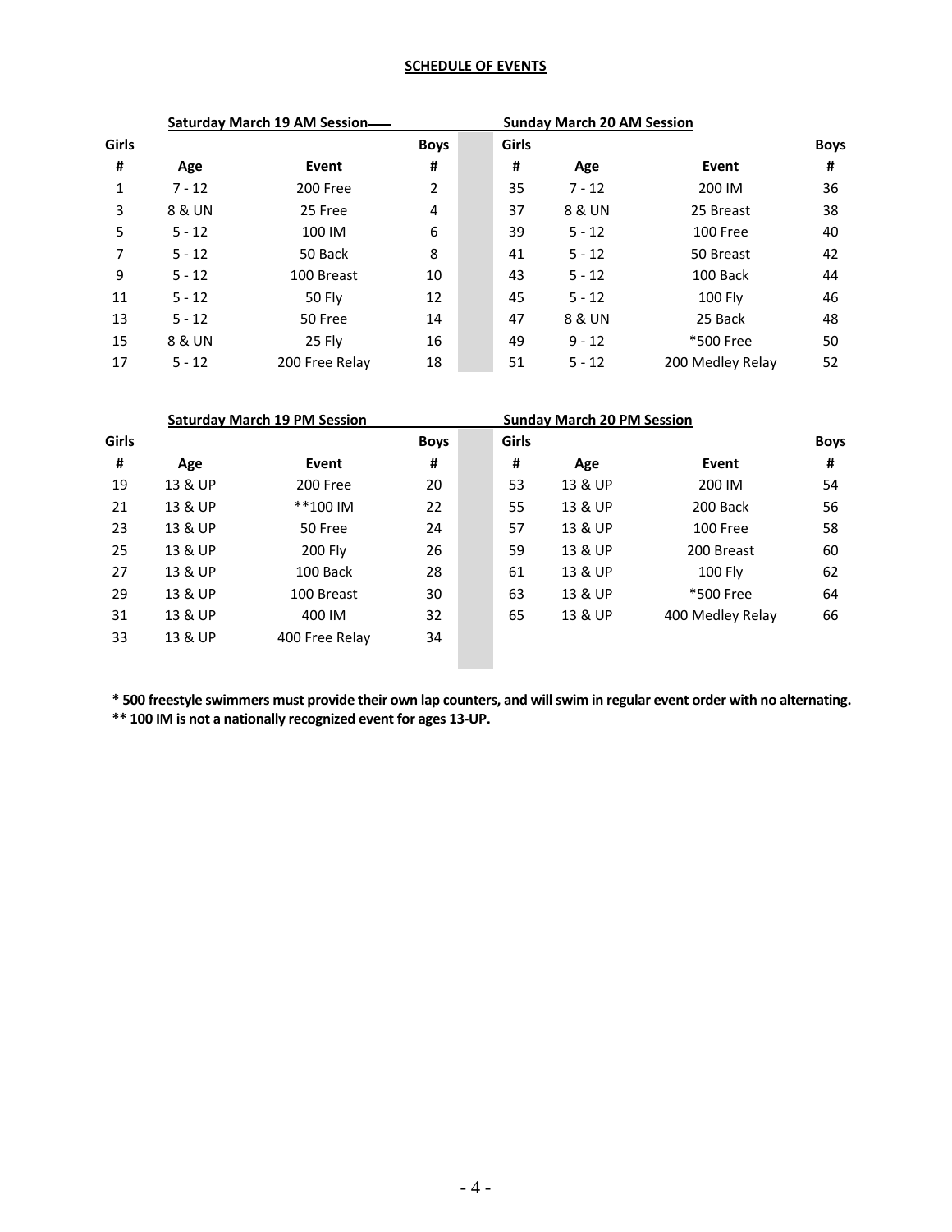**SCHEDULE OF EVENTS**

| Saturday March 19 AM Session | | | | Sunday March 20 AM Session | | | |
|---|---|---|---|---|---|---|---|
| **Girls #** | **Age** | **Event** | **Boys #** | **Girls #** | **Age** | **Event** | **Boys #** |
| 1 | 7 - 12 | 200 Free | 2 | 35 | 7 - 12 | 200 IM | 36 |
| 3 | 8 & UN | 25 Free | 4 | 37 | 8 & UN | 25 Breast | 38 |
| 5 | 5 - 12 | 100 IM | 6 | 39 | 5 - 12 | 100 Free | 40 |
| 7 | 5 - 12 | 50 Back | 8 | 41 | 5 - 12 | 50 Breast | 42 |
| 9 | 5 - 12 | 100 Breast | 10 | 43 | 5 - 12 | 100 Back | 44 |
| 11 | 5 - 12 | 50 Fly | 12 | 45 | 5 - 12 | 100 Fly | 46 |
| 13 | 5 - 12 | 50 Free | 14 | 47 | 8 & UN | 25 Back | 48 |
| 15 | 8 & UN | 25 Fly | 16 | 49 | 9 - 12 | *500 Free | 50 |
| 17 | 5 - 12 | 200 Free Relay | 18 | 51 | 5 - 12 | 200 Medley Relay | 52 |

| Saturday March 19 PM Session | | | | Sunday March 20 PM Session | | | |
|---|---|---|---|---|---|---|---|
| **Girls #** | **Age** | **Event** | **Boys #** | **Girls #** | **Age** | **Event** | **Boys #** |
| 19 | 13 & UP | 200 Free | 20 | 53 | 13 & UP | 200 IM | 54 |
| 21 | 13 & UP | **100 IM | 22 | 55 | 13 & UP | 200 Back | 56 |
| 23 | 13 & UP | 50 Free | 24 | 57 | 13 & UP | 100 Free | 58 |
| 25 | 13 & UP | 200 Fly | 26 | 59 | 13 & UP | 200 Breast | 60 |
| 27 | 13 & UP | 100 Back | 28 | 61 | 13 & UP | 100 Fly | 62 |
| 29 | 13 & UP | 100 Breast | 30 | 63 | 13 & UP | *500 Free | 64 |
| 31 | 13 & UP | 400 IM | 32 | 65 | 13 & UP | 400 Medley Relay | 66 |
| 33 | 13 & UP | 400 Free Relay | 34 | | | | |

**\* 500 freestyle swimmers must provide their own lap counters, and will swim in regular event order with no alternating.**
**\*\* 100 IM is not a nationally recognized event for ages 13-UP.**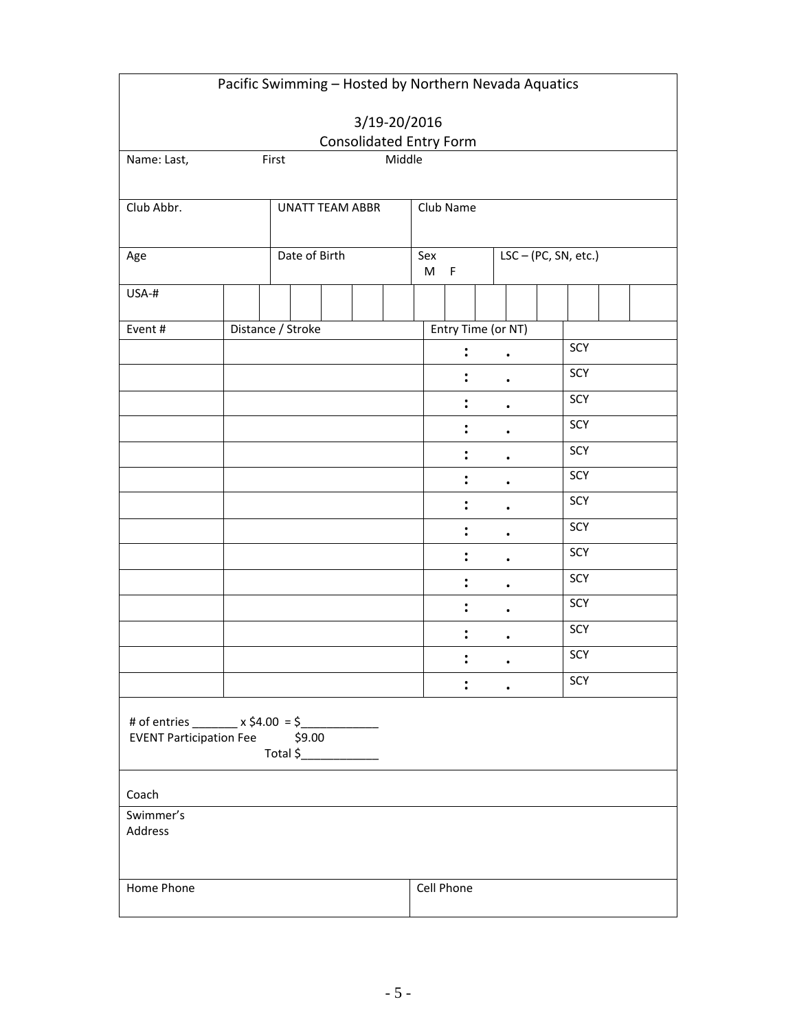Pacific Swimming – Hosted by Northern Nevada Aquatics

3/19-20/2016

Consolidated Entry Form

| | | | |
|---|---|---|---|
| Name: Last, First Middle | | | |
| Club Abbr. | UNATT TEAM ABBR | Club Name | |
| Age | Date of Birth | Sex M F | LSC – (PC, SN, etc.) |

| USA-# | | | | | | | | | | | | | | |
|---|---|---|---|---|---|---|---|---|---|---|---|---|---|---|

| Event # | Distance / Stroke | Entry Time (or NT) | |
|---|---|---|---|
| | | : . | SCY |
| | | : . | SCY |
| | | : . | SCY |
| | | : . | SCY |
| | | : . | SCY |
| | | : . | SCY |
| | | : . | SCY |
| | | : . | SCY |
| | | : . | SCY |
| | | : . | SCY |
| | | : . | SCY |
| | | : . | SCY |
| | | : . | SCY |
| | | : . | SCY |

# of entries _______ x $4.00 = $____________
EVENT Participation Fee $9.00
Total $____________

Coach

Swimmer's Address

| Home Phone | Cell Phone |
|---|---|
| | |